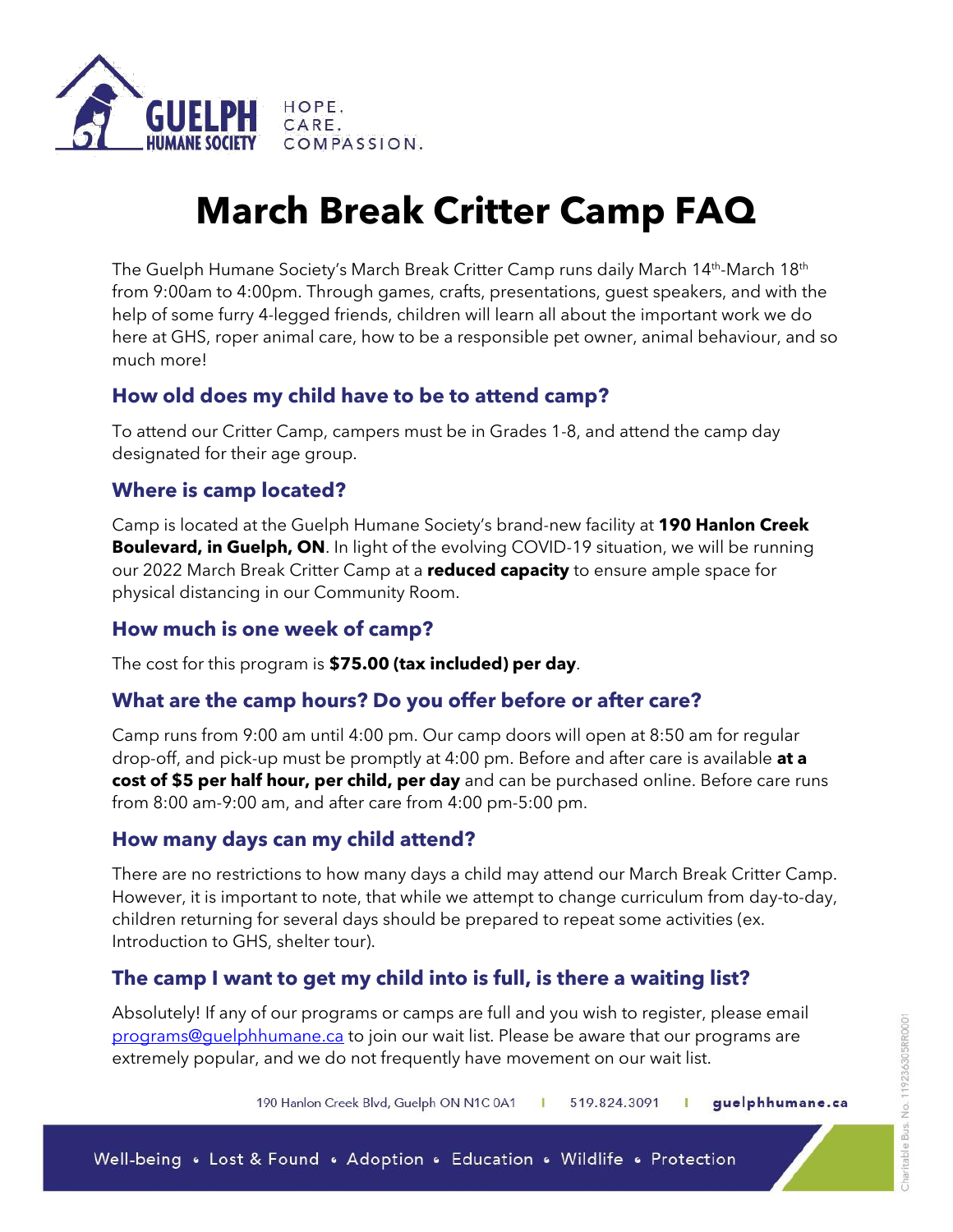# March Break Critter Camp FAQ

The Guelph Humane Society's March Break Critter Camp runs daily March 14th-March 18th from 9:00am to 4:00pm. Through games, crafts, presentations, guest speakers, and with the help of some furry 4-legged friends, children will learn all about the important work we do here at GHS, roper animal care, how to be a responsible pet owner, animal behaviour, and so much more!

## How old does my child have to be to attend camp?

To attend our Critter Camp, campers must be in Grades 1-8, and attend the camp day designated for their age group.

## Where is camp located?

Camp is located at the Guelph Humane Society's brand-new facility at **190 Hanlon Creek Boulevard, in Guelph, ON**. In light of the evolving COVID-19 situation, we will be running our 2022 March Break Critter Camp at a **reduced capacity** to ensure ample space for physical distancing in our Community Room.

## How much is one week of camp?

The cost for this program is **$75.00 (tax included) per day**.

## What are the camp hours? Do you offer before or after care?

Camp runs from 9:00 am until 4:00 pm. Our camp doors will open at 8:50 am for regular drop-off, and pick-up must be promptly at 4:00 pm. Before and after care is available **at a cost of $5 per half hour, per child, per day** and can be purchased online. Before care runs from 8:00 am-9:00 am, and after care from 4:00 pm-5:00 pm.

## How many days can my child attend?

There are no restrictions to how many days a child may attend our March Break Critter Camp. However, it is important to note, that while we attempt to change curriculum from day-to-day, children returning for several days should be prepared to repeat some activities (ex. Introduction to GHS, shelter tour).

## The camp I want to get my child into is full, is there a waiting list?

Absolutely! If any of our programs or camps are full and you wish to register, please email programs@guelphhumane.ca to join our wait list. Please be aware that our programs are extremely popular, and we do not frequently have movement on our wait list.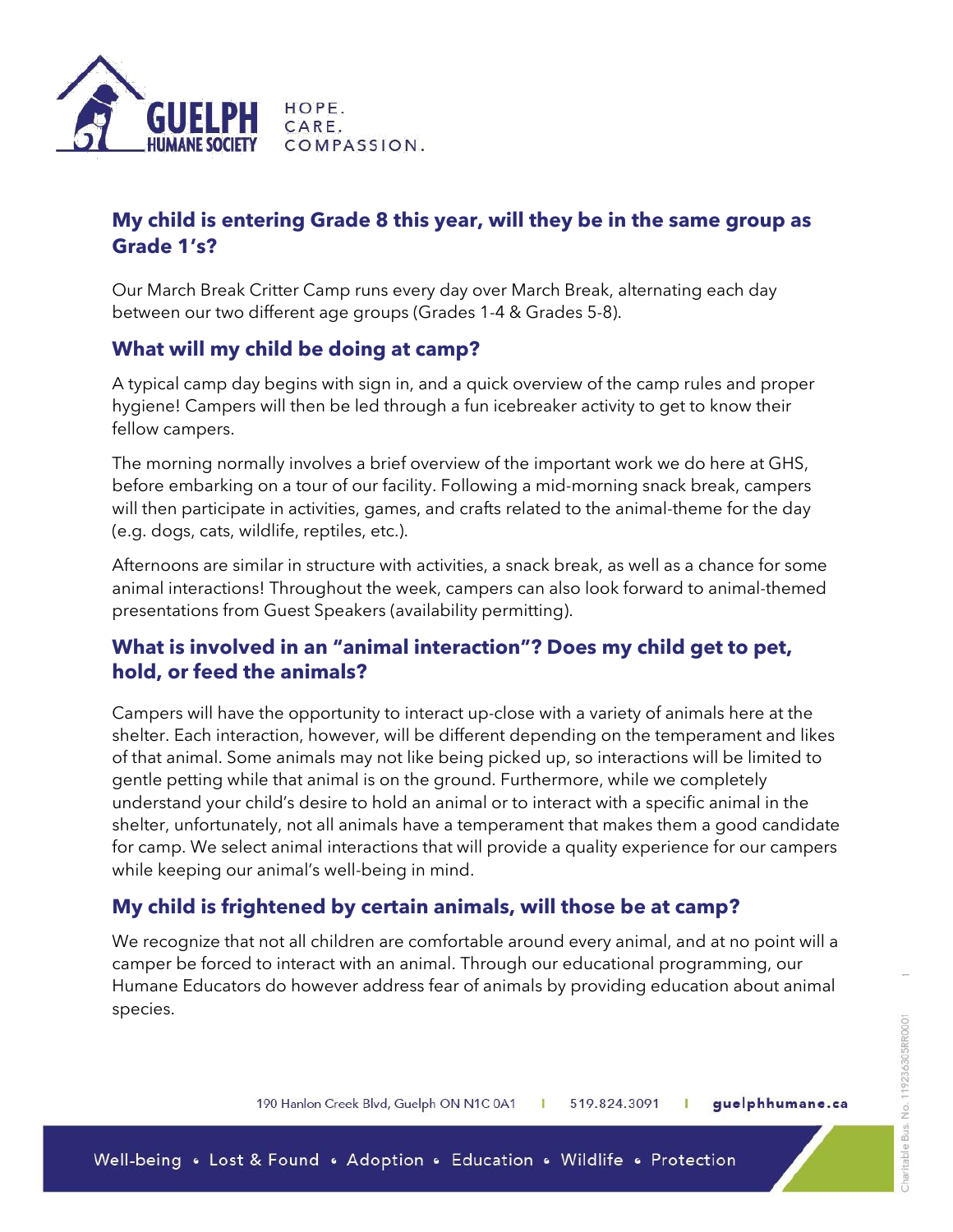## My child is entering Grade 8 this year, will they be in the same group as Grade 1's?

Our March Break Critter Camp runs every day over March Break, alternating each day between our two different age groups (Grades 1-4 & Grades 5-8).

## What will my child be doing at camp?

A typical camp day begins with sign in, and a quick overview of the camp rules and proper hygiene! Campers will then be led through a fun icebreaker activity to get to know their fellow campers.

The morning normally involves a brief overview of the important work we do here at GHS, before embarking on a tour of our facility. Following a mid-morning snack break, campers will then participate in activities, games, and crafts related to the animal-theme for the day (e.g. dogs, cats, wildlife, reptiles, etc.).

Afternoons are similar in structure with activities, a snack break, as well as a chance for some animal interactions! Throughout the week, campers can also look forward to animal-themed presentations from Guest Speakers (availability permitting).

## What is involved in an "animal interaction"? Does my child get to pet, hold, or feed the animals?

Campers will have the opportunity to interact up-close with a variety of animals here at the shelter. Each interaction, however, will be different depending on the temperament and likes of that animal. Some animals may not like being picked up, so interactions will be limited to gentle petting while that animal is on the ground. Furthermore, while we completely understand your child's desire to hold an animal or to interact with a specific animal in the shelter, unfortunately, not all animals have a temperament that makes them a good candidate for camp. We select animal interactions that will provide a quality experience for our campers while keeping our animal's well-being in mind.

## My child is frightened by certain animals, will those be at camp?

We recognize that not all children are comfortable around every animal, and at no point will a camper be forced to interact with an animal. Through our educational programming, our Humane Educators do however address fear of animals by providing education about animal species.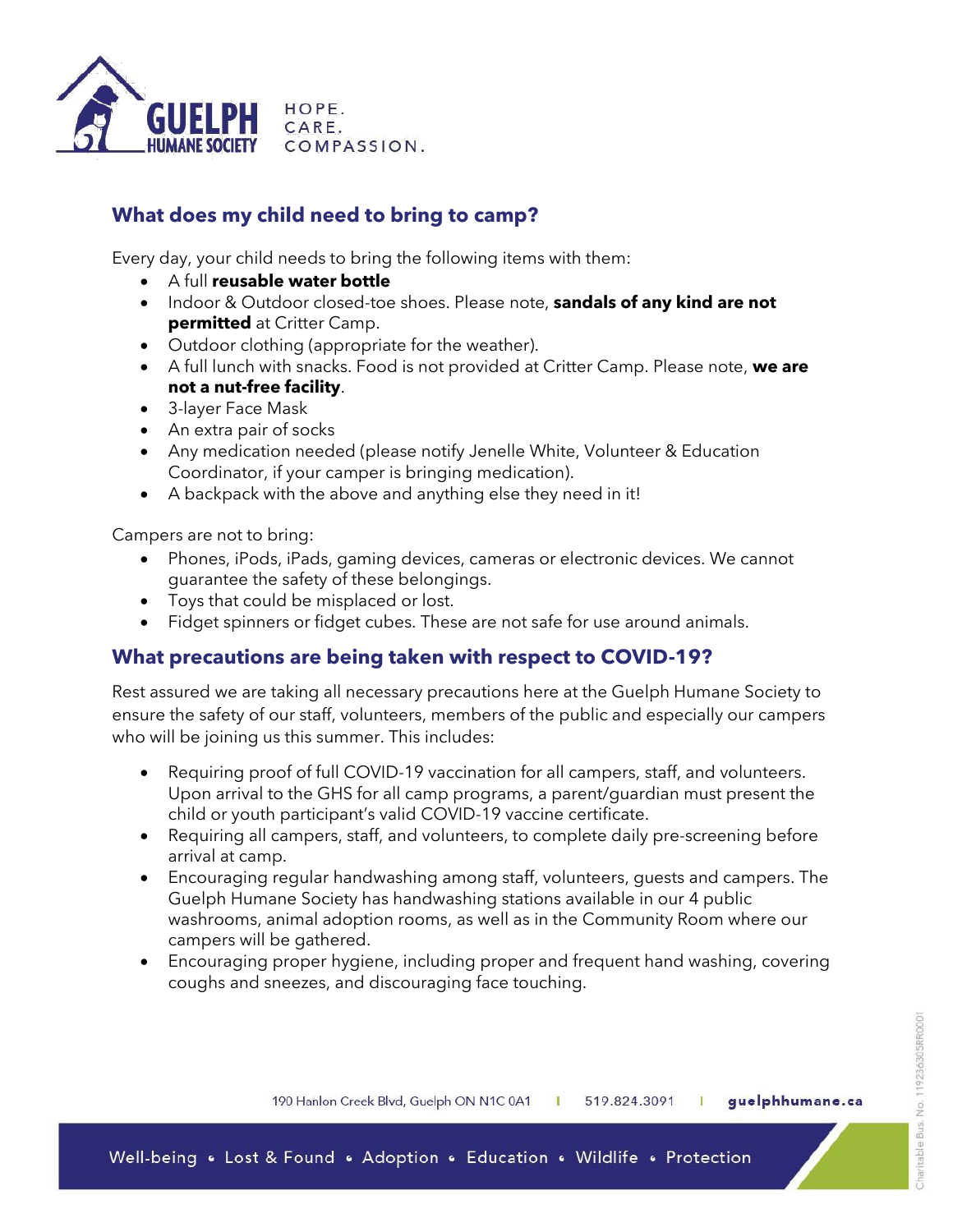## What does my child need to bring to camp?

Every day, your child needs to bring the following items with them:

- A full **reusable water bottle**
- Indoor & Outdoor closed-toe shoes. Please note, **sandals of any kind are not permitted** at Critter Camp.
- Outdoor clothing (appropriate for the weather).
- A full lunch with snacks. Food is not provided at Critter Camp. Please note, **we are not a nut-free facility**.
- 3-layer Face Mask
- An extra pair of socks
- Any medication needed (please notify Jenelle White, Volunteer & Education Coordinator, if your camper is bringing medication).
- A backpack with the above and anything else they need in it!

Campers are not to bring:

- Phones, iPods, iPads, gaming devices, cameras or electronic devices. We cannot guarantee the safety of these belongings.
- Toys that could be misplaced or lost.
- Fidget spinners or fidget cubes. These are not safe for use around animals.

## What precautions are being taken with respect to COVID-19?

Rest assured we are taking all necessary precautions here at the Guelph Humane Society to ensure the safety of our staff, volunteers, members of the public and especially our campers who will be joining us this summer. This includes:

- Requiring proof of full COVID-19 vaccination for all campers, staff, and volunteers. Upon arrival to the GHS for all camp programs, a parent/guardian must present the child or youth participant's valid COVID-19 vaccine certificate.
- Requiring all campers, staff, and volunteers, to complete daily pre-screening before arrival at camp.
- Encouraging regular handwashing among staff, volunteers, guests and campers. The Guelph Humane Society has handwashing stations available in our 4 public washrooms, animal adoption rooms, as well as in the Community Room where our campers will be gathered.
- Encouraging proper hygiene, including proper and frequent hand washing, covering coughs and sneezes, and discouraging face touching.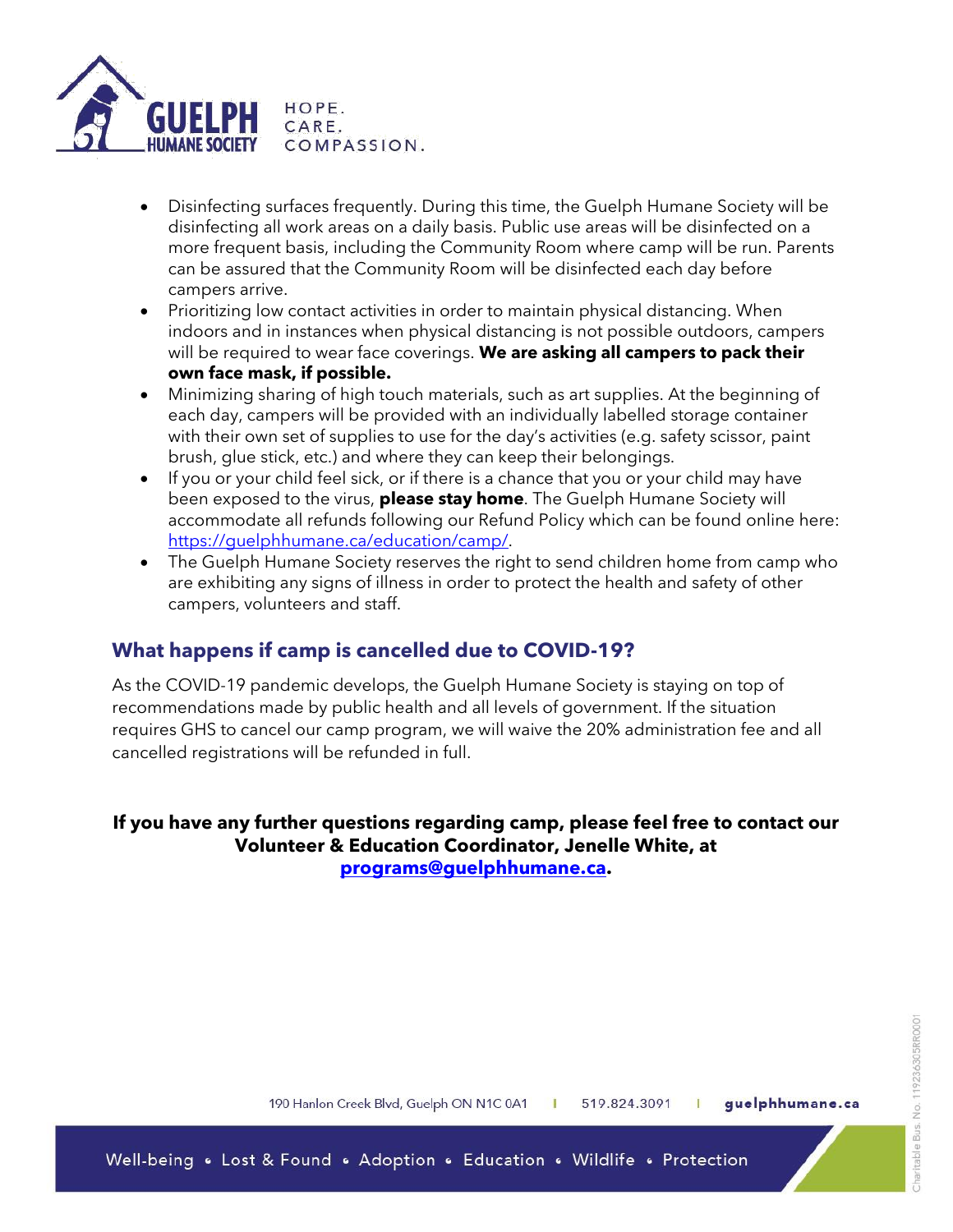- Disinfecting surfaces frequently. During this time, the Guelph Humane Society will be disinfecting all work areas on a daily basis. Public use areas will be disinfected on a more frequent basis, including the Community Room where camp will be run. Parents can be assured that the Community Room will be disinfected each day before campers arrive.
- Prioritizing low contact activities in order to maintain physical distancing. When indoors and in instances when physical distancing is not possible outdoors, campers will be required to wear face coverings. **We are asking all campers to pack their own face mask, if possible.**
- Minimizing sharing of high touch materials, such as art supplies. At the beginning of each day, campers will be provided with an individually labelled storage container with their own set of supplies to use for the day's activities (e.g. safety scissor, paint brush, glue stick, etc.) and where they can keep their belongings.
- If you or your child feel sick, or if there is a chance that you or your child may have been exposed to the virus, **please stay home**. The Guelph Humane Society will accommodate all refunds following our Refund Policy which can be found online here: https://guelphhumane.ca/education/camp/.
- The Guelph Humane Society reserves the right to send children home from camp who are exhibiting any signs of illness in order to protect the health and safety of other campers, volunteers and staff.

## What happens if camp is cancelled due to COVID-19?

As the COVID-19 pandemic develops, the Guelph Humane Society is staying on top of recommendations made by public health and all levels of government. If the situation requires GHS to cancel our camp program, we will waive the 20% administration fee and all cancelled registrations will be refunded in full.

**If you have any further questions regarding camp, please feel free to contact our Volunteer & Education Coordinator, Jenelle White, at programs@guelphhumane.ca.**